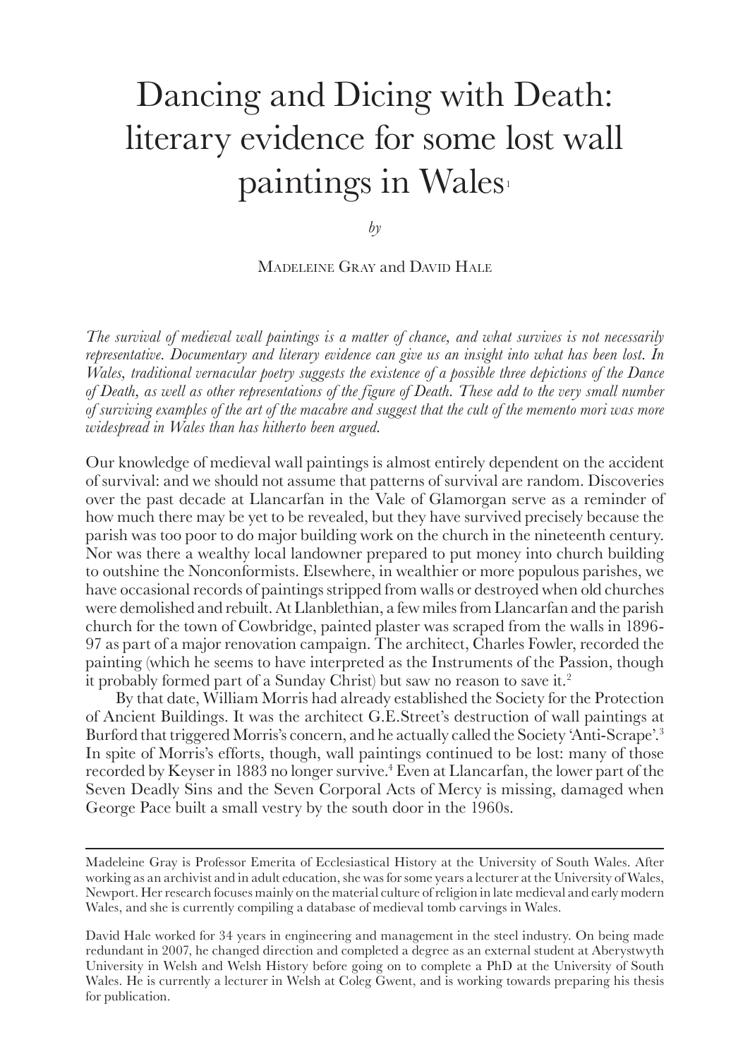# Dancing and Dicing with Death: literary evidence for some lost wall paintings in Wales[1]

*by*

Madeleine Gray and David Hale

*The survival of medieval wall paintings is a matter of chance, and what survives is not necessarily representative. Documentary and literary evidence can give us an insight into what has been lost. In Wales, traditional vernacular poetry suggests the existence of a possible three depictions of the Dance of Death, as well as other representations of the figure of Death. These add to the very small number of surviving examples of the art of the macabre and suggest that the cult of the memento mori was more widespread in Wales than has hitherto been argued.*

Our knowledge of medieval wall paintings is almost entirely dependent on the accident of survival: and we should not assume that patterns of survival are random. Discoveries over the past decade at Llancarfan in the Vale of Glamorgan serve as a reminder of how much there may be yet to be revealed, but they have survived precisely because the parish was too poor to do major building work on the church in the nineteenth century. Nor was there a wealthy local landowner prepared to put money into church building to outshine the Nonconformists. Elsewhere, in wealthier or more populous parishes, we have occasional records of paintings stripped from walls or destroyed when old churches were demolished and rebuilt. At Llanblethian, a few miles from Llancarfan and the parish church for the town of Cowbridge, painted plaster was scraped from the walls in 1896-97 as part of a major renovation campaign. The architect, Charles Fowler, recorded the painting (which he seems to have interpreted as the Instruments of the Passion, though it probably formed part of a Sunday Christ) but saw no reason to save it.[2]

By that date, William Morris had already established the Society for the Protection of Ancient Buildings. It was the architect G.E.Street's destruction of wall paintings at Burford that triggered Morris's concern, and he actually called the Society 'Anti-Scrape'.[3] In spite of Morris's efforts, though, wall paintings continued to be lost: many of those recorded by Keyser in 1883 no longer survive.[4] Even at Llancarfan, the lower part of the Seven Deadly Sins and the Seven Corporal Acts of Mercy is missing, damaged when George Pace built a small vestry by the south door in the 1960s.

---

Madeleine Gray is Professor Emerita of Ecclesiastical History at the University of South Wales. After working as an archivist and in adult education, she was for some years a lecturer at the University of Wales, Newport. Her research focuses mainly on the material culture of religion in late medieval and early modern Wales, and she is currently compiling a database of medieval tomb carvings in Wales.

David Hale worked for 34 years in engineering and management in the steel industry. On being made redundant in 2007, he changed direction and completed a degree as an external student at Aberystwyth University in Welsh and Welsh History before going on to complete a PhD at the University of South Wales. He is currently a lecturer in Welsh at Coleg Gwent, and is working towards preparing his thesis for publication.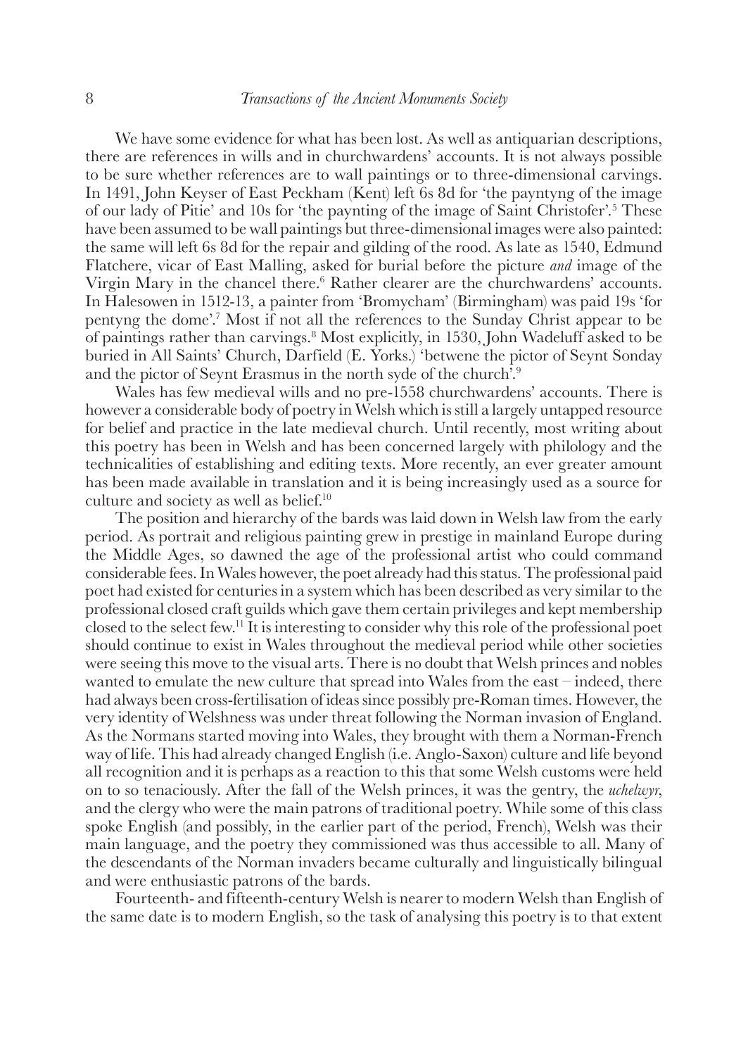We have some evidence for what has been lost. As well as antiquarian descriptions, there are references in wills and in churchwardens' accounts. It is not always possible to be sure whether references are to wall paintings or to three-dimensional carvings. In 1491, John Keyser of East Peckham (Kent) left 6s 8d for 'the payntyng of the image of our lady of Pitie' and 10s for 'the paynting of the image of Saint Christofer'.[5] These have been assumed to be wall paintings but three-dimensional images were also painted: the same will left 6s 8d for the repair and gilding of the rood. As late as 1540, Edmund Flatchere, vicar of East Malling, asked for burial before the picture *and* image of the Virgin Mary in the chancel there.[6] Rather clearer are the churchwardens' accounts. In Halesowen in 1512-13, a painter from 'Bromycham' (Birmingham) was paid 19s 'for pentyng the dome'.[7] Most if not all the references to the Sunday Christ appear to be of paintings rather than carvings.[8] Most explicitly, in 1530, John Wadeluff asked to be buried in All Saints' Church, Darfield (E. Yorks.) 'betwene the pictor of Seynt Sonday and the pictor of Seynt Erasmus in the north syde of the church'.[9]

Wales has few medieval wills and no pre-1558 churchwardens' accounts. There is however a considerable body of poetry in Welsh which is still a largely untapped resource for belief and practice in the late medieval church. Until recently, most writing about this poetry has been in Welsh and has been concerned largely with philology and the technicalities of establishing and editing texts. More recently, an ever greater amount has been made available in translation and it is being increasingly used as a source for culture and society as well as belief.[10]

The position and hierarchy of the bards was laid down in Welsh law from the early period. As portrait and religious painting grew in prestige in mainland Europe during the Middle Ages, so dawned the age of the professional artist who could command considerable fees. In Wales however, the poet already had this status. The professional paid poet had existed for centuries in a system which has been described as very similar to the professional closed craft guilds which gave them certain privileges and kept membership closed to the select few.[11] It is interesting to consider why this role of the professional poet should continue to exist in Wales throughout the medieval period while other societies were seeing this move to the visual arts. There is no doubt that Welsh princes and nobles wanted to emulate the new culture that spread into Wales from the east – indeed, there had always been cross-fertilisation of ideas since possibly pre-Roman times. However, the very identity of Welshness was under threat following the Norman invasion of England. As the Normans started moving into Wales, they brought with them a Norman-French way of life. This had already changed English (i.e. Anglo-Saxon) culture and life beyond all recognition and it is perhaps as a reaction to this that some Welsh customs were held on to so tenaciously. After the fall of the Welsh princes, it was the gentry, the *uchelwyr*, and the clergy who were the main patrons of traditional poetry. While some of this class spoke English (and possibly, in the earlier part of the period, French), Welsh was their main language, and the poetry they commissioned was thus accessible to all. Many of the descendants of the Norman invaders became culturally and linguistically bilingual and were enthusiastic patrons of the bards.

Fourteenth- and fifteenth-century Welsh is nearer to modern Welsh than English of the same date is to modern English, so the task of analysing this poetry is to that extent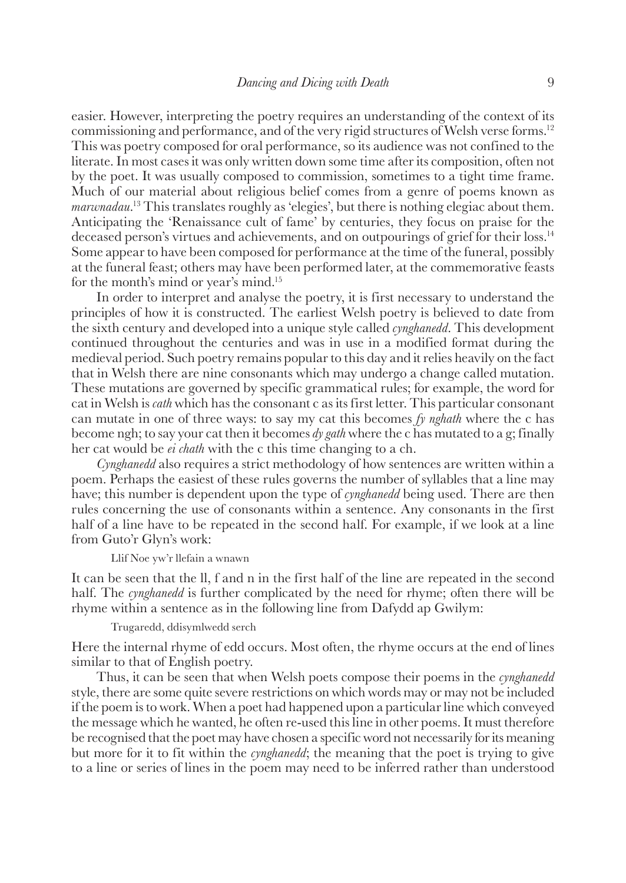easier. However, interpreting the poetry requires an understanding of the context of its commissioning and performance, and of the very rigid structures of Welsh verse forms.[12] This was poetry composed for oral performance, so its audience was not confined to the literate. In most cases it was only written down some time after its composition, often not by the poet. It was usually composed to commission, sometimes to a tight time frame. Much of our material about religious belief comes from a genre of poems known as *marwnadau*.[13] This translates roughly as 'elegies', but there is nothing elegiac about them. Anticipating the 'Renaissance cult of fame' by centuries, they focus on praise for the deceased person's virtues and achievements, and on outpourings of grief for their loss.[14] Some appear to have been composed for performance at the time of the funeral, possibly at the funeral feast; others may have been performed later, at the commemorative feasts for the month's mind or year's mind.[15]

In order to interpret and analyse the poetry, it is first necessary to understand the principles of how it is constructed. The earliest Welsh poetry is believed to date from the sixth century and developed into a unique style called *cynghanedd*. This development continued throughout the centuries and was in use in a modified format during the medieval period. Such poetry remains popular to this day and it relies heavily on the fact that in Welsh there are nine consonants which may undergo a change called mutation. These mutations are governed by specific grammatical rules; for example, the word for cat in Welsh is *cath* which has the consonant c as its first letter. This particular consonant can mutate in one of three ways: to say my cat this becomes *fy nghath* where the c has become ngh; to say your cat then it becomes *dy gath* where the c has mutated to a g; finally her cat would be *ei chath* with the c this time changing to a ch.

*Cynghanedd* also requires a strict methodology of how sentences are written within a poem. Perhaps the easiest of these rules governs the number of syllables that a line may have; this number is dependent upon the type of *cynghanedd* being used. There are then rules concerning the use of consonants within a sentence. Any consonants in the first half of a line have to be repeated in the second half. For example, if we look at a line from Guto'r Glyn's work:

> Llif Noe yw'r llefain a wnawn

It can be seen that the ll, f and n in the first half of the line are repeated in the second half. The *cynghanedd* is further complicated by the need for rhyme; often there will be rhyme within a sentence as in the following line from Dafydd ap Gwilym:

> Trugaredd, ddisymlwedd serch

Here the internal rhyme of edd occurs. Most often, the rhyme occurs at the end of lines similar to that of English poetry.

Thus, it can be seen that when Welsh poets compose their poems in the *cynghanedd* style, there are some quite severe restrictions on which words may or may not be included if the poem is to work. When a poet had happened upon a particular line which conveyed the message which he wanted, he often re-used this line in other poems. It must therefore be recognised that the poet may have chosen a specific word not necessarily for its meaning but more for it to fit within the *cynghanedd*; the meaning that the poet is trying to give to a line or series of lines in the poem may need to be inferred rather than understood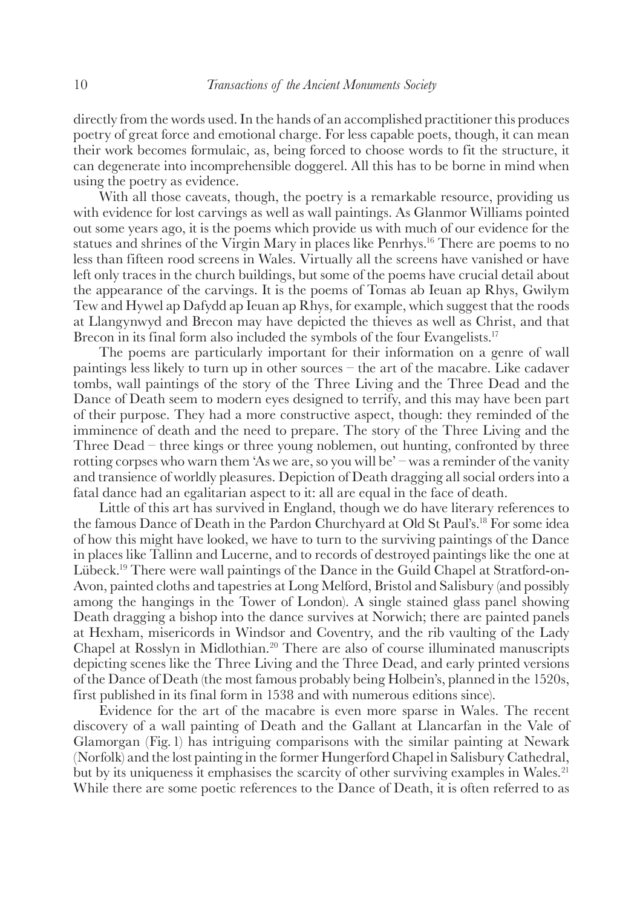directly from the words used. In the hands of an accomplished practitioner this produces poetry of great force and emotional charge. For less capable poets, though, it can mean their work becomes formulaic, as, being forced to choose words to fit the structure, it can degenerate into incomprehensible doggerel. All this has to be borne in mind when using the poetry as evidence.

With all those caveats, though, the poetry is a remarkable resource, providing us with evidence for lost carvings as well as wall paintings. As Glanmor Williams pointed out some years ago, it is the poems which provide us with much of our evidence for the statues and shrines of the Virgin Mary in places like Penrhys.[16] There are poems to no less than fifteen rood screens in Wales. Virtually all the screens have vanished or have left only traces in the church buildings, but some of the poems have crucial detail about the appearance of the carvings. It is the poems of Tomas ab Ieuan ap Rhys, Gwilym Tew and Hywel ap Dafydd ap Ieuan ap Rhys, for example, which suggest that the roods at Llangynwyd and Brecon may have depicted the thieves as well as Christ, and that Brecon in its final form also included the symbols of the four Evangelists.[17]

The poems are particularly important for their information on a genre of wall paintings less likely to turn up in other sources – the art of the macabre. Like cadaver tombs, wall paintings of the story of the Three Living and the Three Dead and the Dance of Death seem to modern eyes designed to terrify, and this may have been part of their purpose. They had a more constructive aspect, though: they reminded of the imminence of death and the need to prepare. The story of the Three Living and the Three Dead – three kings or three young noblemen, out hunting, confronted by three rotting corpses who warn them 'As we are, so you will be' – was a reminder of the vanity and transience of worldly pleasures. Depiction of Death dragging all social orders into a fatal dance had an egalitarian aspect to it: all are equal in the face of death.

Little of this art has survived in England, though we do have literary references to the famous Dance of Death in the Pardon Churchyard at Old St Paul's.[18] For some idea of how this might have looked, we have to turn to the surviving paintings of the Dance in places like Tallinn and Lucerne, and to records of destroyed paintings like the one at Lübeck.[19] There were wall paintings of the Dance in the Guild Chapel at Stratford-on-Avon, painted cloths and tapestries at Long Melford, Bristol and Salisbury (and possibly among the hangings in the Tower of London). A single stained glass panel showing Death dragging a bishop into the dance survives at Norwich; there are painted panels at Hexham, misericords in Windsor and Coventry, and the rib vaulting of the Lady Chapel at Rosslyn in Midlothian.[20] There are also of course illuminated manuscripts depicting scenes like the Three Living and the Three Dead, and early printed versions of the Dance of Death (the most famous probably being Holbein's, planned in the 1520s, first published in its final form in 1538 and with numerous editions since).

Evidence for the art of the macabre is even more sparse in Wales. The recent discovery of a wall painting of Death and the Gallant at Llancarfan in the Vale of Glamorgan (Fig. 1) has intriguing comparisons with the similar painting at Newark (Norfolk) and the lost painting in the former Hungerford Chapel in Salisbury Cathedral, but by its uniqueness it emphasises the scarcity of other surviving examples in Wales.[21] While there are some poetic references to the Dance of Death, it is often referred to as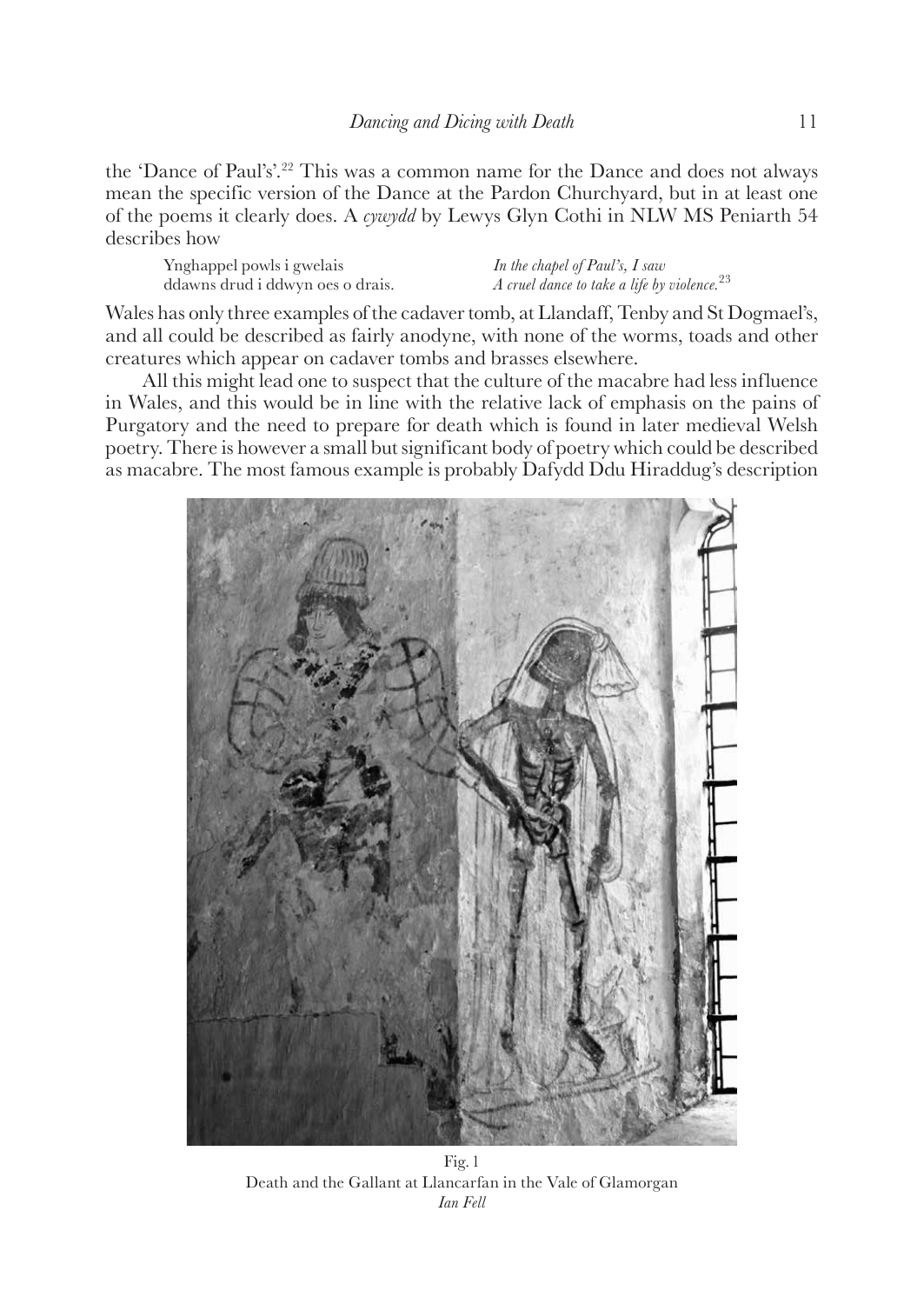the 'Dance of Paul's'.[22] This was a common name for the Dance and does not always mean the specific version of the Dance at the Pardon Churchyard, but in at least one of the poems it clearly does. A *cywydd* by Lewys Glyn Cothi in NLW MS Peniarth 54 describes how

| | |
|---|---|
| Ynghappel powls i gwelais | *In the chapel of Paul's, I saw* |
| ddawns drud i ddwyn oes o drais. | *A cruel dance to take a life by violence.*[23] |

Wales has only three examples of the cadaver tomb, at Llandaff, Tenby and St Dogmael's, and all could be described as fairly anodyne, with none of the worms, toads and other creatures which appear on cadaver tombs and brasses elsewhere.

All this might lead one to suspect that the culture of the macabre had less influence in Wales, and this would be in line with the relative lack of emphasis on the pains of Purgatory and the need to prepare for death which is found in later medieval Welsh poetry. There is however a small but significant body of poetry which could be described as macabre. The most famous example is probably Dafydd Ddu Hiraddug's description

Fig. 1
Death and the Gallant at Llancarfan in the Vale of Glamorgan
*Ian Fell*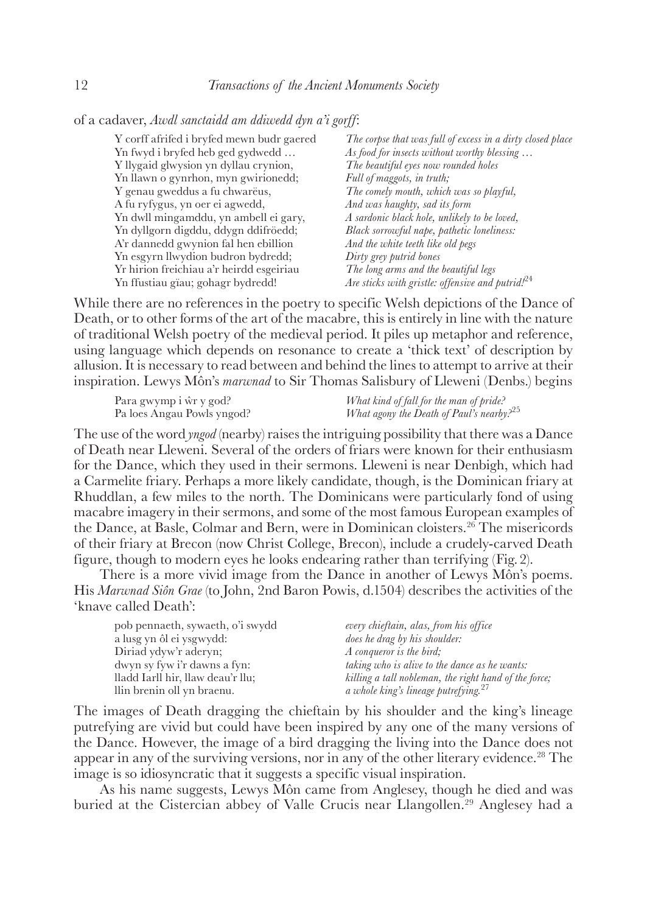of a cadaver, *Awdl sanctaidd am ddiwedd dyn a'i gorff*:

| | |
|---|---|
| Y corff afrifed i bryfed mewn budr gaered | *The corpse that was full of excess in a dirty closed place* |
| Yn fwyd i bryfed heb ged gydwedd … | *As food for insects without worthy blessing …* |
| Y llygaid glwysion yn dyllau crynion, | *The beautiful eyes now rounded holes* |
| Yn llawn o gynrhon, myn gwirionedd; | *Full of maggots, in truth;* |
| Y genau gweddus a fu chwarëus, | *The comely mouth, which was so playful,* |
| A fu ryfygus, yn oer ei agwedd, | *And was haughty, sad its form* |
| Yn dwll mingamddu, yn ambell ei gary, | *A sardonic black hole, unlikely to be loved,* |
| Yn dyllgorn digddu, ddygn ddifröedd; | *Black sorrowful nape, pathetic loneliness:* |
| A'r dannedd gwynion fal hen ebillion | *And the white teeth like old pegs* |
| Yn esgyrn llwydion budron bydredd; | *Dirty grey putrid bones* |
| Yr hirion freichiau a'r heirdd esgeiriau | *The long arms and the beautiful legs* |
| Yn ffustiau gïau; gohagr bydredd! | *Are sticks with gristle: offensive and putrid!*[24] |

While there are no references in the poetry to specific Welsh depictions of the Dance of Death, or to other forms of the art of the macabre, this is entirely in line with the nature of traditional Welsh poetry of the medieval period. It piles up metaphor and reference, using language which depends on resonance to create a 'thick text' of description by allusion. It is necessary to read between and behind the lines to attempt to arrive at their inspiration. Lewys Môn's *marwnad* to Sir Thomas Salisbury of Lleweni (Denbs.) begins

| | |
|---|---|
| Para gwymp i ŵr y god? | *What kind of fall for the man of pride?* |
| Pa loes Angau Powls yngod? | *What agony the Death of Paul's nearby?*[25] |

The use of the word *yngod* (nearby) raises the intriguing possibility that there was a Dance of Death near Lleweni. Several of the orders of friars were known for their enthusiasm for the Dance, which they used in their sermons. Lleweni is near Denbigh, which had a Carmelite friary. Perhaps a more likely candidate, though, is the Dominican friary at Rhuddlan, a few miles to the north. The Dominicans were particularly fond of using macabre imagery in their sermons, and some of the most famous European examples of the Dance, at Basle, Colmar and Bern, were in Dominican cloisters.[26] The misericords of their friary at Brecon (now Christ College, Brecon), include a crudely-carved Death figure, though to modern eyes he looks endearing rather than terrifying (Fig. 2).

There is a more vivid image from the Dance in another of Lewys Môn's poems. His *Marwnad Siôn Grae* (to John, 2nd Baron Powis, d.1504) describes the activities of the 'knave called Death':

| | |
|---|---|
| pob pennaeth, sywaeth, o'i swydd | *every chieftain, alas, from his office* |
| a lusg yn ôl ei ysgwydd: | *does he drag by his shoulder:* |
| Diriad ydyw'r aderyn; | *A conqueror is the bird;* |
| dwyn sy fyw i'r dawns a fyn: | *taking who is alive to the dance as he wants:* |
| lladd Iarll hir, llaw deau'r llu; | *killing a tall nobleman, the right hand of the force;* |
| llin brenin oll yn braenu. | *a whole king's lineage putrefying.*[27] |

The images of Death dragging the chieftain by his shoulder and the king's lineage putrefying are vivid but could have been inspired by any one of the many versions of the Dance. However, the image of a bird dragging the living into the Dance does not appear in any of the surviving versions, nor in any of the other literary evidence.[28] The image is so idiosyncratic that it suggests a specific visual inspiration.

As his name suggests, Lewys Môn came from Anglesey, though he died and was buried at the Cistercian abbey of Valle Crucis near Llangollen.[29] Anglesey had a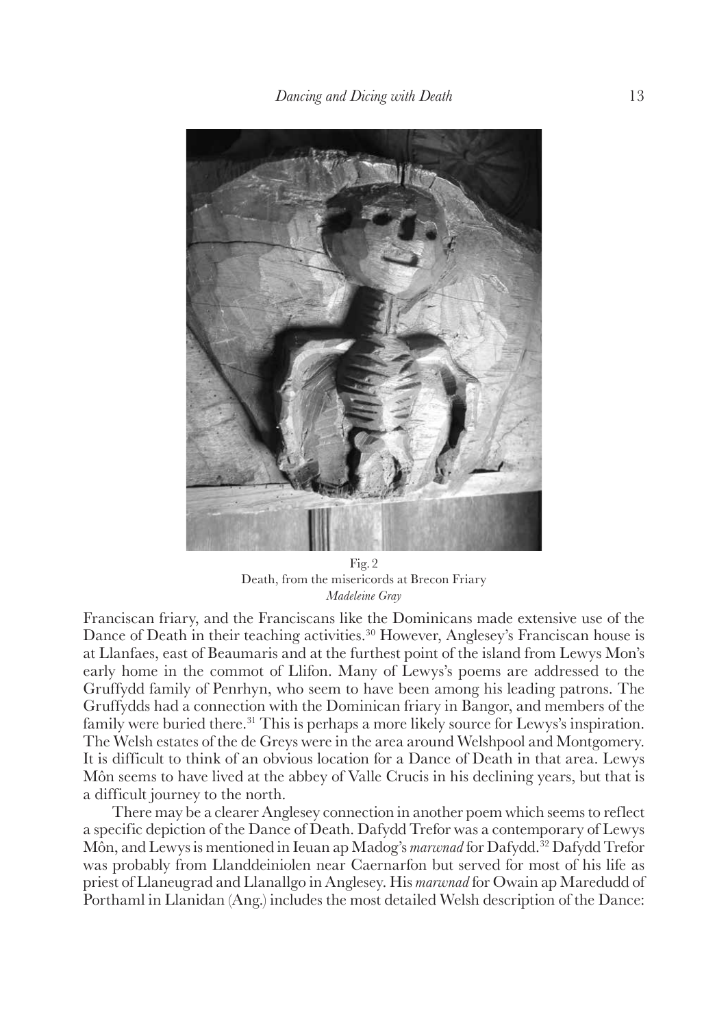Fig. 2
Death, from the misericords at Brecon Friary
*Madeleine Gray*

Franciscan friary, and the Franciscans like the Dominicans made extensive use of the Dance of Death in their teaching activities.[30] However, Anglesey's Franciscan house is at Llanfaes, east of Beaumaris and at the furthest point of the island from Lewys Mon's early home in the commot of Llifon. Many of Lewys's poems are addressed to the Gruffydd family of Penrhyn, who seem to have been among his leading patrons. The Gruffydds had a connection with the Dominican friary in Bangor, and members of the family were buried there.[31] This is perhaps a more likely source for Lewys's inspiration. The Welsh estates of the de Greys were in the area around Welshpool and Montgomery. It is difficult to think of an obvious location for a Dance of Death in that area. Lewys Môn seems to have lived at the abbey of Valle Crucis in his declining years, but that is a difficult journey to the north.

There may be a clearer Anglesey connection in another poem which seems to reflect a specific depiction of the Dance of Death. Dafydd Trefor was a contemporary of Lewys Môn, and Lewys is mentioned in Ieuan ap Madog's *marwnad* for Dafydd.[32] Dafydd Trefor was probably from Llanddeiniolen near Caernarfon but served for most of his life as priest of Llaneugrad and Llanallgo in Anglesey. His *marwnad* for Owain ap Maredudd of Porthaml in Llanidan (Ang.) includes the most detailed Welsh description of the Dance: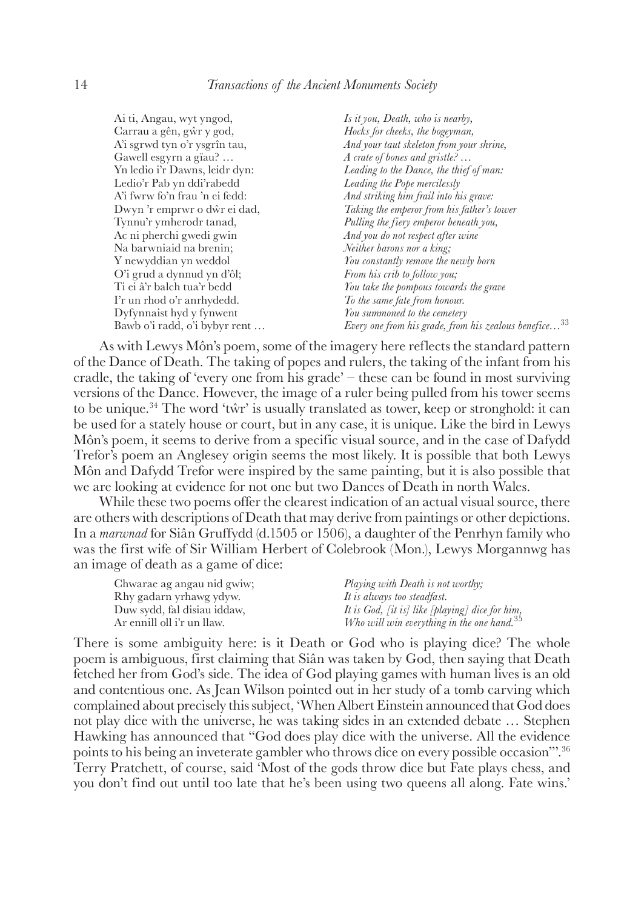| | |
|---|---|
| Ai ti, Angau, wyt yngod, | *Is it you, Death, who is nearby,* |
| Carrau a gên, gŵr y god, | *Hocks for cheeks, the bogeyman,* |
| A'i sgrwd tyn o'r ysgrîn tau, | *And your taut skeleton from your shrine,* |
| Gawell esgyrn a gïau? … | *A crate of bones and gristle? …* |
| Yn ledio i'r Dawns, leidr dyn: | *Leading to the Dance, the thief of man:* |
| Ledio'r Pab yn ddi'rabedd | *Leading the Pope mercilessly* |
| A'i fwrw fo'n frau 'n ei fedd: | *And striking him frail into his grave:* |
| Dwyn 'r emprwr o dŵr ei dad, | *Taking the emperor from his father's tower* |
| Tynnu'r ymherodr tanad, | *Pulling the fiery emperor beneath you,* |
| Ac ni pherchi gwedi gwin | *And you do not respect after wine* |
| Na barwniaid na brenin; | *Neither barons nor a king;* |
| Y newyddian yn weddol | *You constantly remove the newly born* |
| O'i grud a dynnud yn d'ôl; | *From his crib to follow you;* |
| Ti ei â'r balch tua'r bedd | *You take the pompous towards the grave* |
| I'r un rhod o'r anrhydedd. | *To the same fate from honour.* |
| Dyfynnaist hyd y fynwent | *You summoned to the cemetery* |
| Bawb o'i radd, o'i bybyr rent … | *Every one from his grade, from his zealous benefice…*[33] |

As with Lewys Môn's poem, some of the imagery here reflects the standard pattern of the Dance of Death. The taking of popes and rulers, the taking of the infant from his cradle, the taking of 'every one from his grade' – these can be found in most surviving versions of the Dance. However, the image of a ruler being pulled from his tower seems to be unique.[34] The word 'tŵr' is usually translated as tower, keep or stronghold: it can be used for a stately house or court, but in any case, it is unique. Like the bird in Lewys Môn's poem, it seems to derive from a specific visual source, and in the case of Dafydd Trefor's poem an Anglesey origin seems the most likely. It is possible that both Lewys Môn and Dafydd Trefor were inspired by the same painting, but it is also possible that we are looking at evidence for not one but two Dances of Death in north Wales.

While these two poems offer the clearest indication of an actual visual source, there are others with descriptions of Death that may derive from paintings or other depictions. In a *marwnad* for Siân Gruffydd (d.1505 or 1506), a daughter of the Penrhyn family who was the first wife of Sir William Herbert of Colebrook (Mon.), Lewys Morgannwg has an image of death as a game of dice:

| | |
|---|---|
| Chwarae ag angau nid gwiw; | *Playing with Death is not worthy;* |
| Rhy gadarn yrhawg ydyw. | *It is always too steadfast.* |
| Duw sydd, fal disiau iddaw, | *It is God, [it is] like [playing] dice for him,* |
| Ar ennill oll i'r un llaw. | *Who will win everything in the one hand.*[35] |

There is some ambiguity here: is it Death or God who is playing dice? The whole poem is ambiguous, first claiming that Siân was taken by God, then saying that Death fetched her from God's side. The idea of God playing games with human lives is an old and contentious one. As Jean Wilson pointed out in her study of a tomb carving which complained about precisely this subject, 'When Albert Einstein announced that God does not play dice with the universe, he was taking sides in an extended debate … Stephen Hawking has announced that "God does play dice with the universe. All the evidence points to his being an inveterate gambler who throws dice on every possible occasion"'.[36] Terry Pratchett, of course, said 'Most of the gods throw dice but Fate plays chess, and you don't find out until too late that he's been using two queens all along. Fate wins.'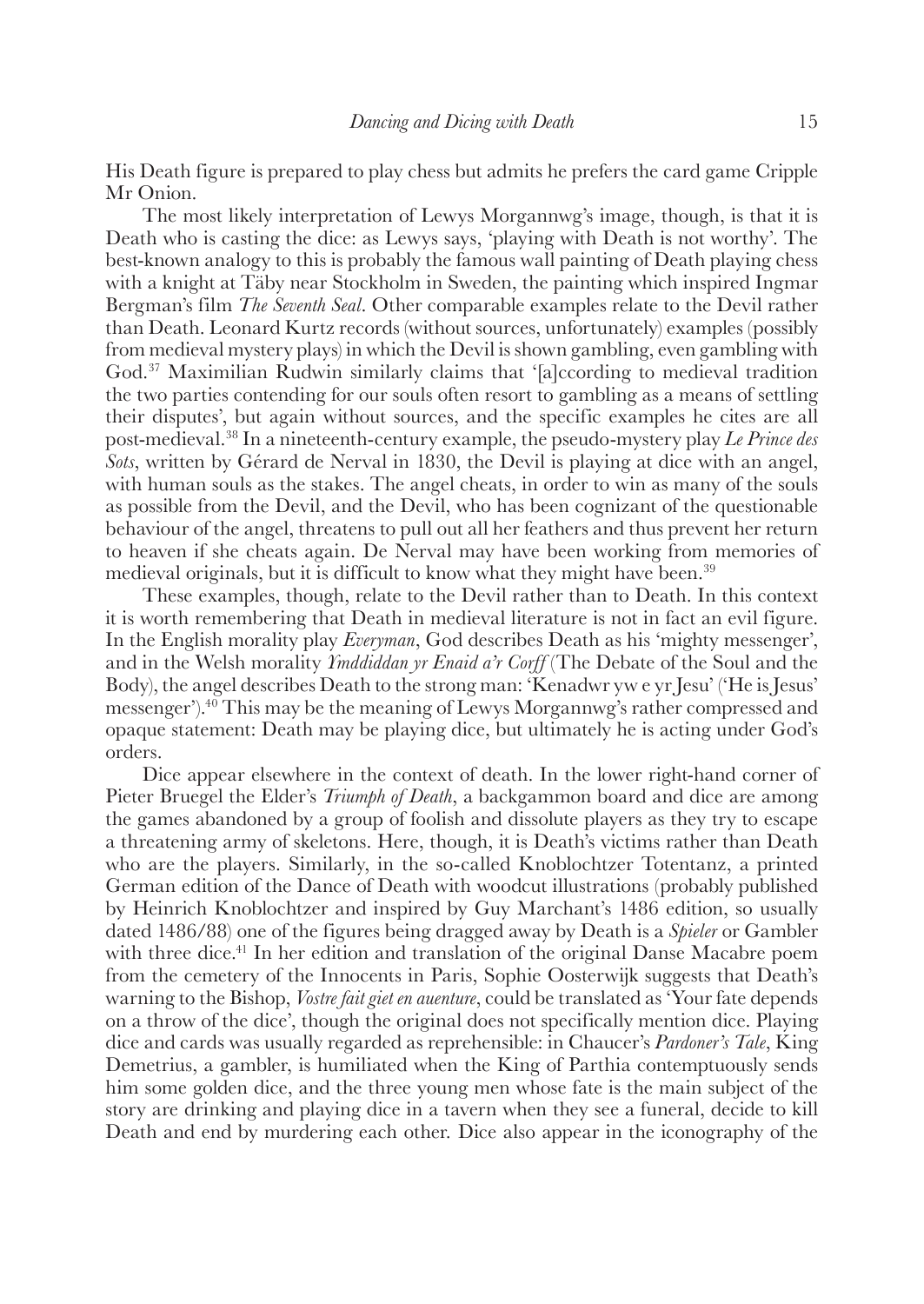His Death figure is prepared to play chess but admits he prefers the card game Cripple Mr Onion.

The most likely interpretation of Lewys Morgannwg's image, though, is that it is Death who is casting the dice: as Lewys says, 'playing with Death is not worthy'. The best-known analogy to this is probably the famous wall painting of Death playing chess with a knight at Täby near Stockholm in Sweden, the painting which inspired Ingmar Bergman's film *The Seventh Seal*. Other comparable examples relate to the Devil rather than Death. Leonard Kurtz records (without sources, unfortunately) examples (possibly from medieval mystery plays) in which the Devil is shown gambling, even gambling with God.[37] Maximilian Rudwin similarly claims that '[a]ccording to medieval tradition the two parties contending for our souls often resort to gambling as a means of settling their disputes', but again without sources, and the specific examples he cites are all post-medieval.[38] In a nineteenth-century example, the pseudo-mystery play *Le Prince des Sots*, written by Gérard de Nerval in 1830, the Devil is playing at dice with an angel, with human souls as the stakes. The angel cheats, in order to win as many of the souls as possible from the Devil, and the Devil, who has been cognizant of the questionable behaviour of the angel, threatens to pull out all her feathers and thus prevent her return to heaven if she cheats again. De Nerval may have been working from memories of medieval originals, but it is difficult to know what they might have been.[39]

These examples, though, relate to the Devil rather than to Death. In this context it is worth remembering that Death in medieval literature is not in fact an evil figure. In the English morality play *Everyman*, God describes Death as his 'mighty messenger', and in the Welsh morality *Ymddiddan yr Enaid a'r Corff* (The Debate of the Soul and the Body), the angel describes Death to the strong man: 'Kenadwr yw e yr Jesu' ('He is Jesus' messenger').[40] This may be the meaning of Lewys Morgannwg's rather compressed and opaque statement: Death may be playing dice, but ultimately he is acting under God's orders.

Dice appear elsewhere in the context of death. In the lower right-hand corner of Pieter Bruegel the Elder's *Triumph of Death*, a backgammon board and dice are among the games abandoned by a group of foolish and dissolute players as they try to escape a threatening army of skeletons. Here, though, it is Death's victims rather than Death who are the players. Similarly, in the so-called Knoblochtzer Totentanz, a printed German edition of the Dance of Death with woodcut illustrations (probably published by Heinrich Knoblochtzer and inspired by Guy Marchant's 1486 edition, so usually dated 1486/88) one of the figures being dragged away by Death is a *Spieler* or Gambler with three dice.[41] In her edition and translation of the original Danse Macabre poem from the cemetery of the Innocents in Paris, Sophie Oosterwijk suggests that Death's warning to the Bishop, *Vostre fait giet en auenture*, could be translated as 'Your fate depends on a throw of the dice', though the original does not specifically mention dice. Playing dice and cards was usually regarded as reprehensible: in Chaucer's *Pardoner's Tale*, King Demetrius, a gambler, is humiliated when the King of Parthia contemptuously sends him some golden dice, and the three young men whose fate is the main subject of the story are drinking and playing dice in a tavern when they see a funeral, decide to kill Death and end by murdering each other. Dice also appear in the iconography of the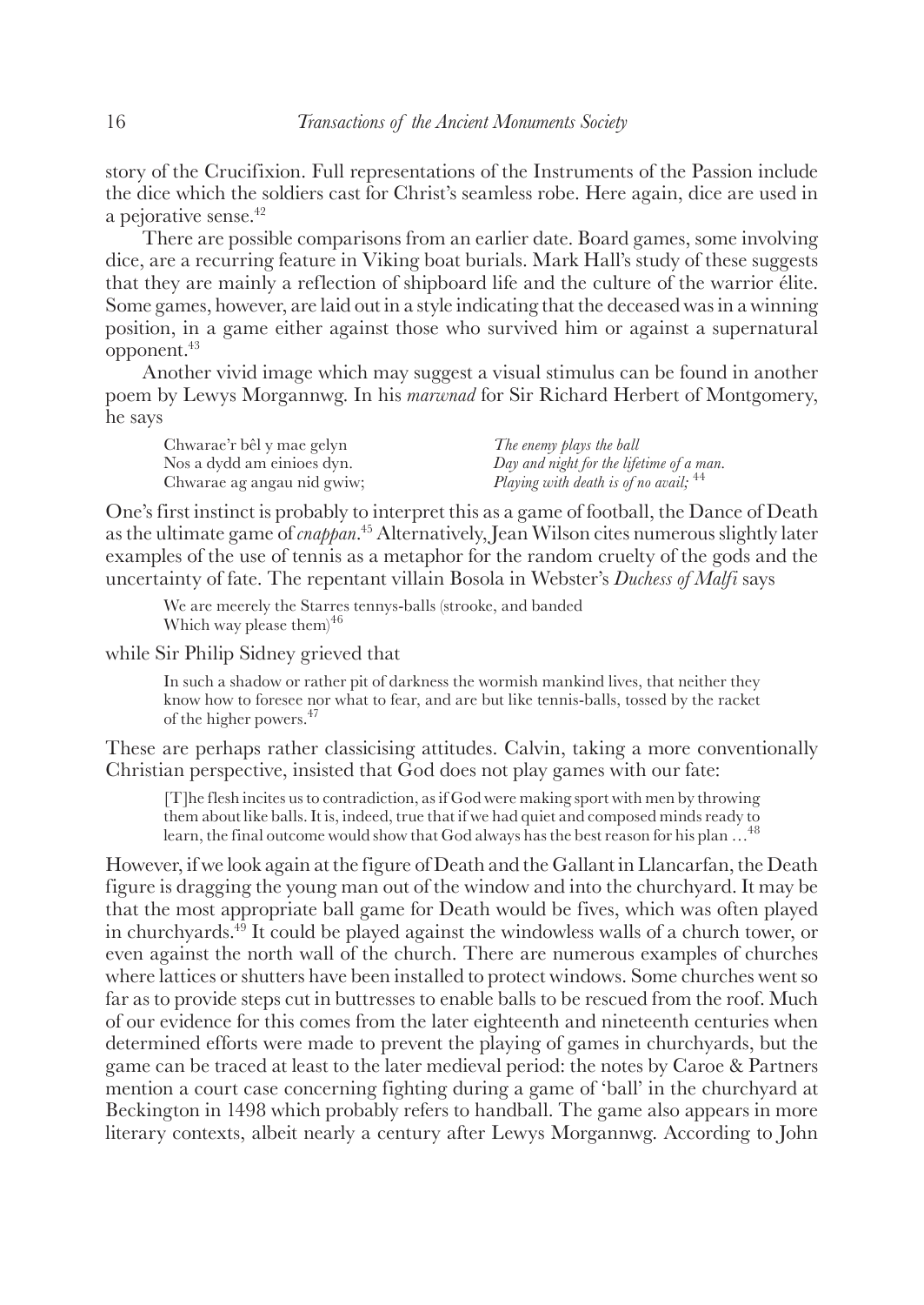story of the Crucifixion. Full representations of the Instruments of the Passion include the dice which the soldiers cast for Christ's seamless robe. Here again, dice are used in a pejorative sense.[42]

There are possible comparisons from an earlier date. Board games, some involving dice, are a recurring feature in Viking boat burials. Mark Hall's study of these suggests that they are mainly a reflection of shipboard life and the culture of the warrior élite. Some games, however, are laid out in a style indicating that the deceased was in a winning position, in a game either against those who survived him or against a supernatural opponent.[43]

Another vivid image which may suggest a visual stimulus can be found in another poem by Lewys Morgannwg. In his *marwnad* for Sir Richard Herbert of Montgomery, he says

| | |
|---|---|
| Chwarae'r bêl y mae gelyn | *The enemy plays the ball* |
| Nos a dydd am einioes dyn. | *Day and night for the lifetime of a man.* |
| Chwarae ag angau nid gwiw; | *Playing with death is of no avail;* [44] |

One's first instinct is probably to interpret this as a game of football, the Dance of Death as the ultimate game of *cnappan*.[45] Alternatively, Jean Wilson cites numerous slightly later examples of the use of tennis as a metaphor for the random cruelty of the gods and the uncertainty of fate. The repentant villain Bosola in Webster's *Duchess of Malfi* says

> We are meerely the Starres tennys-balls (strooke, and banded
> Which way please them)[46]

while Sir Philip Sidney grieved that

> In such a shadow or rather pit of darkness the wormish mankind lives, that neither they know how to foresee nor what to fear, and are but like tennis-balls, tossed by the racket of the higher powers.[47]

These are perhaps rather classicising attitudes. Calvin, taking a more conventionally Christian perspective, insisted that God does not play games with our fate:

> [T]he flesh incites us to contradiction, as if God were making sport with men by throwing them about like balls. It is, indeed, true that if we had quiet and composed minds ready to learn, the final outcome would show that God always has the best reason for his plan …[48]

However, if we look again at the figure of Death and the Gallant in Llancarfan, the Death figure is dragging the young man out of the window and into the churchyard. It may be that the most appropriate ball game for Death would be fives, which was often played in churchyards.[49] It could be played against the windowless walls of a church tower, or even against the north wall of the church. There are numerous examples of churches where lattices or shutters have been installed to protect windows. Some churches went so far as to provide steps cut in buttresses to enable balls to be rescued from the roof. Much of our evidence for this comes from the later eighteenth and nineteenth centuries when determined efforts were made to prevent the playing of games in churchyards, but the game can be traced at least to the later medieval period: the notes by Caroe & Partners mention a court case concerning fighting during a game of 'ball' in the churchyard at Beckington in 1498 which probably refers to handball. The game also appears in more literary contexts, albeit nearly a century after Lewys Morgannwg. According to John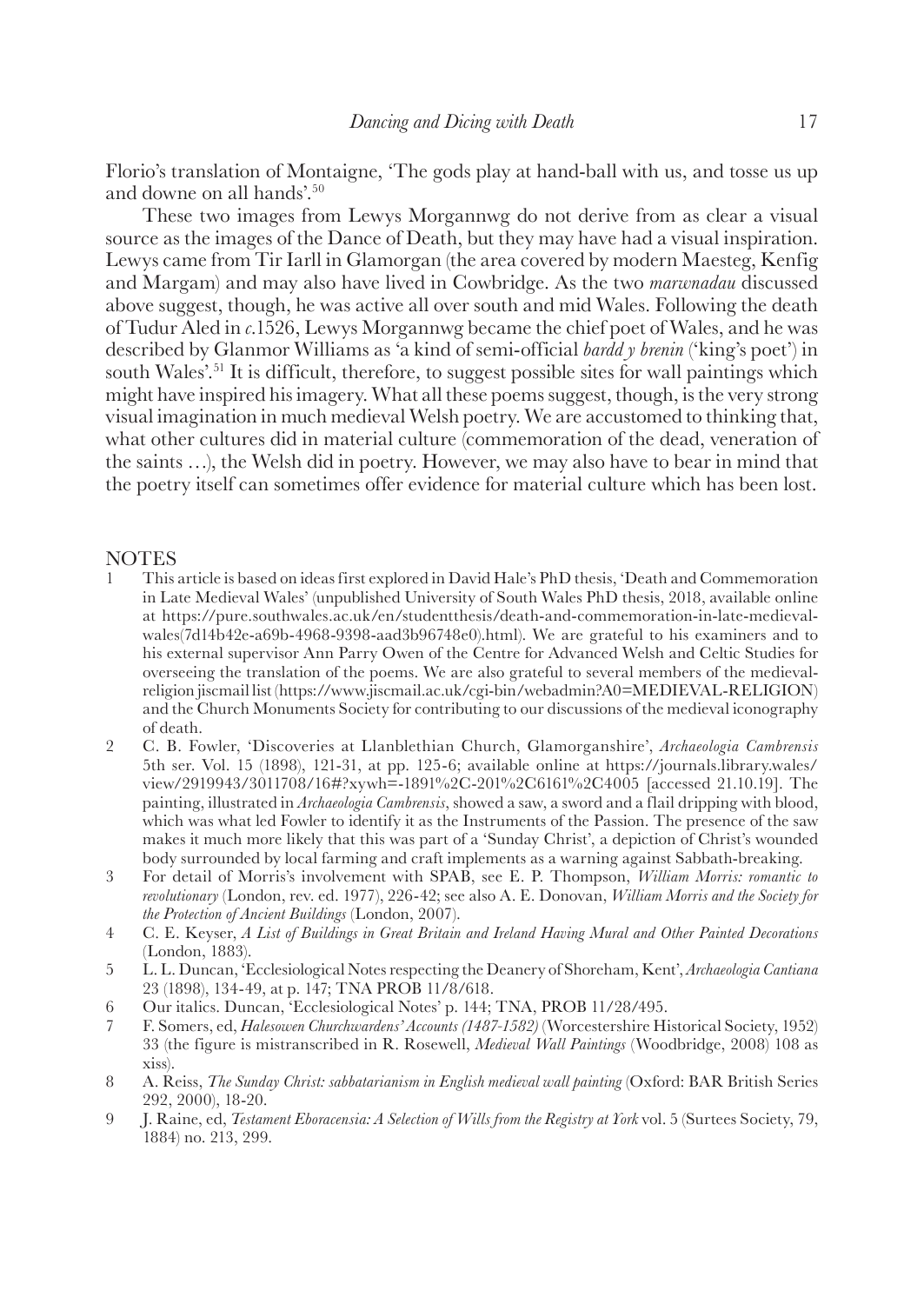Florio's translation of Montaigne, 'The gods play at hand-ball with us, and tosse us up and downe on all hands'.[50]

These two images from Lewys Morgannwg do not derive from as clear a visual source as the images of the Dance of Death, but they may have had a visual inspiration. Lewys came from Tir Iarll in Glamorgan (the area covered by modern Maesteg, Kenfig and Margam) and may also have lived in Cowbridge. As the two *marwnadau* discussed above suggest, though, he was active all over south and mid Wales. Following the death of Tudur Aled in *c.*1526, Lewys Morgannwg became the chief poet of Wales, and he was described by Glanmor Williams as 'a kind of semi-official *bardd y brenin* ('king's poet') in south Wales'.[51] It is difficult, therefore, to suggest possible sites for wall paintings which might have inspired his imagery. What all these poems suggest, though, is the very strong visual imagination in much medieval Welsh poetry. We are accustomed to thinking that, what other cultures did in material culture (commemoration of the dead, veneration of the saints …), the Welsh did in poetry. However, we may also have to bear in mind that the poetry itself can sometimes offer evidence for material culture which has been lost.

## NOTES

1. This article is based on ideas first explored in David Hale's PhD thesis, 'Death and Commemoration in Late Medieval Wales' (unpublished University of South Wales PhD thesis, 2018, available online at https://pure.southwales.ac.uk/en/studentthesis/death-and-commemoration-in-late-medieval-wales(7d14b42e-a69b-4968-9398-aad3b96748e0).html). We are grateful to his examiners and to his external supervisor Ann Parry Owen of the Centre for Advanced Welsh and Celtic Studies for overseeing the translation of the poems. We are also grateful to several members of the medieval-religion jiscmail list (https://www.jiscmail.ac.uk/cgi-bin/webadmin?A0=MEDIEVAL-RELIGION) and the Church Monuments Society for contributing to our discussions of the medieval iconography of death.
2. C. B. Fowler, 'Discoveries at Llanblethian Church, Glamorganshire', *Archaeologia Cambrensis* 5th ser. Vol. 15 (1898), 121-31, at pp. 125-6; available online at https://journals.library.wales/view/2919943/3011708/16#?xywh=-1891%2C-201%2C6161%2C4005 [accessed 21.10.19]. The painting, illustrated in *Archaeologia Cambrensis*, showed a saw, a sword and a flail dripping with blood, which was what led Fowler to identify it as the Instruments of the Passion. The presence of the saw makes it much more likely that this was part of a 'Sunday Christ', a depiction of Christ's wounded body surrounded by local farming and craft implements as a warning against Sabbath-breaking.
3. For detail of Morris's involvement with SPAB, see E. P. Thompson, *William Morris: romantic to revolutionary* (London, rev. ed. 1977), 226-42; see also A. E. Donovan, *William Morris and the Society for the Protection of Ancient Buildings* (London, 2007).
4. C. E. Keyser, *A List of Buildings in Great Britain and Ireland Having Mural and Other Painted Decorations* (London, 1883).
5. L. L. Duncan, 'Ecclesiological Notes respecting the Deanery of Shoreham, Kent', *Archaeologia Cantiana* 23 (1898), 134-49, at p. 147; TNA PROB 11/8/618.
6. Our italics. Duncan, 'Ecclesiological Notes' p. 144; TNA, PROB 11/28/495.
7. F. Somers, ed, *Halesowen Churchwardens' Accounts (1487-1582)* (Worcestershire Historical Society, 1952) 33 (the figure is mistranscribed in R. Rosewell, *Medieval Wall Paintings* (Woodbridge, 2008) 108 as xiss).
8. A. Reiss, *The Sunday Christ: sabbatarianism in English medieval wall painting* (Oxford: BAR British Series 292, 2000), 18-20.
9. J. Raine, ed, *Testament Eboracensia: A Selection of Wills from the Registry at York* vol. 5 (Surtees Society, 79, 1884) no. 213, 299.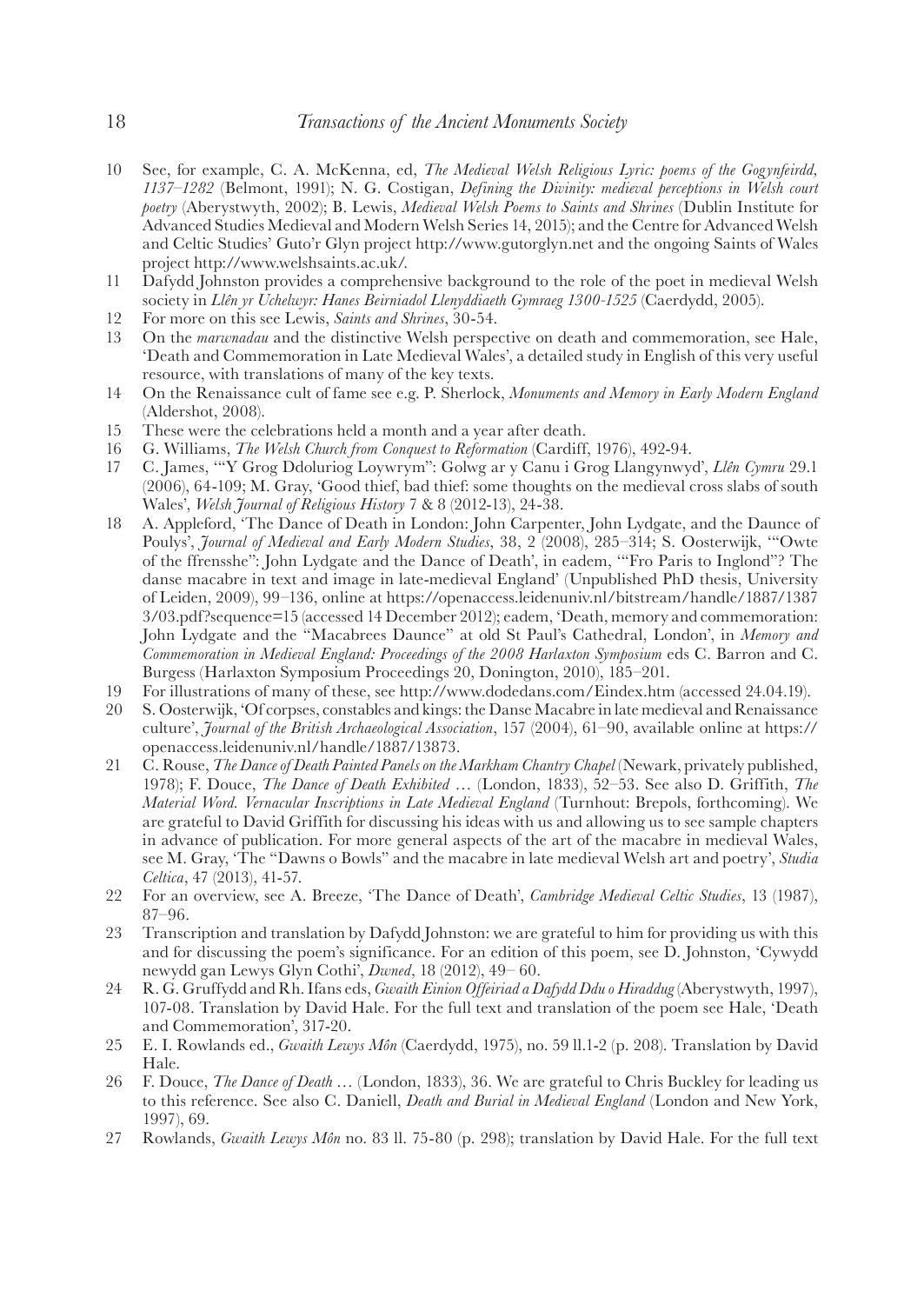10 See, for example, C. A. McKenna, ed, *The Medieval Welsh Religious Lyric: poems of the Gogynfeirdd, 1137–1282* (Belmont, 1991); N. G. Costigan, *Defining the Divinity: medieval perceptions in Welsh court poetry* (Aberystwyth, 2002); B. Lewis, *Medieval Welsh Poems to Saints and Shrines* (Dublin Institute for Advanced Studies Medieval and Modern Welsh Series 14, 2015); and the Centre for Advanced Welsh and Celtic Studies' Guto'r Glyn project http://www.gutorglyn.net and the ongoing Saints of Wales project http://www.welshsaints.ac.uk/.

11 Dafydd Johnston provides a comprehensive background to the role of the poet in medieval Welsh society in *Llên yr Uchelwyr: Hanes Beirniadol Llenyddiaeth Gymraeg 1300-1525* (Caerdydd, 2005).

12 For more on this see Lewis, *Saints and Shrines*, 30-54.

13 On the *marwnadau* and the distinctive Welsh perspective on death and commemoration, see Hale, 'Death and Commemoration in Late Medieval Wales', a detailed study in English of this very useful resource, with translations of many of the key texts.

14 On the Renaissance cult of fame see e.g. P. Sherlock, *Monuments and Memory in Early Modern England* (Aldershot, 2008).

15 These were the celebrations held a month and a year after death.

16 G. Williams, *The Welsh Church from Conquest to Reformation* (Cardiff, 1976), 492-94.

17 C. James, '"Y Grog Ddoluriog Loywrym": Golwg ar y Canu i Grog Llangynwyd', *Llên Cymru* 29.1 (2006), 64-109; M. Gray, 'Good thief, bad thief: some thoughts on the medieval cross slabs of south Wales', *Welsh Journal of Religious History* 7 & 8 (2012-13), 24-38.

18 A. Appleford, 'The Dance of Death in London: John Carpenter, John Lydgate, and the Daunce of Poulys', *Journal of Medieval and Early Modern Studies*, 38, 2 (2008), 285–314; S. Oosterwijk, '"Owte of the ffrensshe": John Lydgate and the Dance of Death', in eadem, '"Fro Paris to Inglond"? The danse macabre in text and image in late-medieval England' (Unpublished PhD thesis, University of Leiden, 2009), 99–136, online at https://openaccess.leidenuniv.nl/bitstream/handle/1887/13873/03.pdf?sequence=15 (accessed 14 December 2012); eadem, 'Death, memory and commemoration: John Lydgate and the "Macabrees Daunce" at old St Paul's Cathedral, London', in *Memory and Commemoration in Medieval England: Proceedings of the 2008 Harlaxton Symposium* eds C. Barron and C. Burgess (Harlaxton Symposium Proceedings 20, Donington, 2010), 185–201.

19 For illustrations of many of these, see http://www.dodedans.com/Eindex.htm (accessed 24.04.19).

20 S. Oosterwijk, 'Of corpses, constables and kings: the Danse Macabre in late medieval and Renaissance culture', *Journal of the British Archaeological Association*, 157 (2004), 61–90, available online at https://openaccess.leidenuniv.nl/handle/1887/13873.

21 C. Rouse, *The Dance of Death Painted Panels on the Markham Chantry Chapel* (Newark, privately published, 1978); F. Douce, *The Dance of Death Exhibited …* (London, 1833), 52–53. See also D. Griffith, *The Material Word. Vernacular Inscriptions in Late Medieval England* (Turnhout: Brepols, forthcoming). We are grateful to David Griffith for discussing his ideas with us and allowing us to see sample chapters in advance of publication. For more general aspects of the art of the macabre in medieval Wales, see M. Gray, 'The "Dawns o Bowls" and the macabre in late medieval Welsh art and poetry', *Studia Celtica*, 47 (2013), 41-57.

22 For an overview, see A. Breeze, 'The Dance of Death', *Cambridge Medieval Celtic Studies*, 13 (1987), 87–96.

23 Transcription and translation by Dafydd Johnston: we are grateful to him for providing us with this and for discussing the poem's significance. For an edition of this poem, see D. Johnston, 'Cywydd newydd gan Lewys Glyn Cothi', *Dwned*, 18 (2012), 49– 60.

24 R. G. Gruffydd and Rh. Ifans eds, *Gwaith Einion Offeiriad a Dafydd Ddu o Hiraddug* (Aberystwyth, 1997), 107-08. Translation by David Hale. For the full text and translation of the poem see Hale, 'Death and Commemoration', 317-20.

25 E. I. Rowlands ed., *Gwaith Lewys Môn* (Caerdydd, 1975), no. 59 ll.1-2 (p. 208). Translation by David Hale.

26 F. Douce, *The Dance of Death …* (London, 1833), 36. We are grateful to Chris Buckley for leading us to this reference. See also C. Daniell, *Death and Burial in Medieval England* (London and New York, 1997), 69.

27 Rowlands, *Gwaith Lewys Môn* no. 83 ll. 75-80 (p. 298); translation by David Hale. For the full text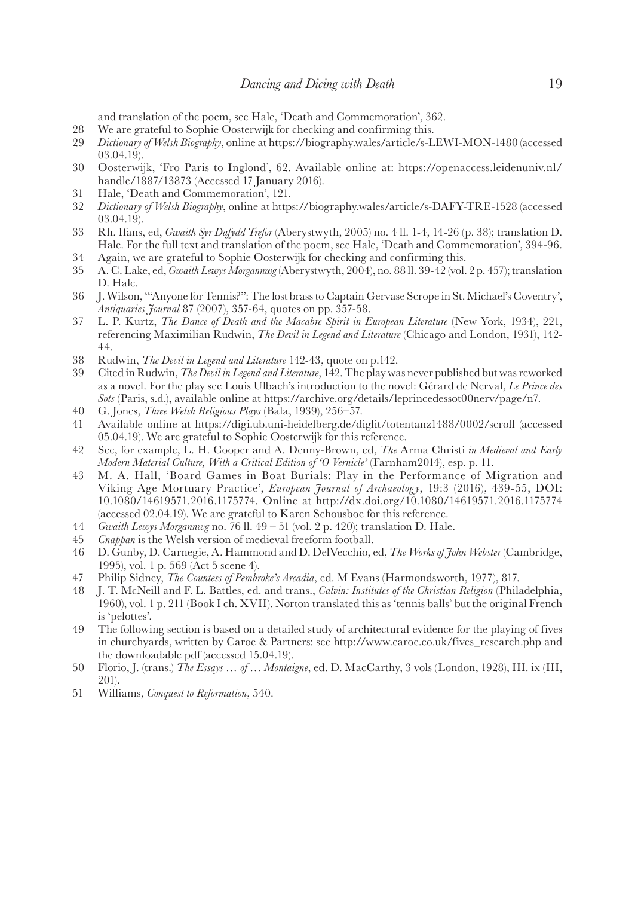and translation of the poem, see Hale, 'Death and Commemoration', 362.

28 We are grateful to Sophie Oosterwijk for checking and confirming this.

29 *Dictionary of Welsh Biography*, online at https://biography.wales/article/s-LEWI-MON-1480 (accessed 03.04.19).

30 Oosterwijk, 'Fro Paris to Inglond', 62. Available online at: https://openaccess.leidenuniv.nl/handle/1887/13873 (Accessed 17 January 2016).

31 Hale, 'Death and Commemoration', 121.

32 *Dictionary of Welsh Biography*, online at https://biography.wales/article/s-DAFY-TRE-1528 (accessed 03.04.19).

33 Rh. Ifans, ed, *Gwaith Syr Dafydd Trefor* (Aberystwyth, 2005) no. 4 ll. 1-4, 14-26 (p. 38); translation D. Hale. For the full text and translation of the poem, see Hale, 'Death and Commemoration', 394-96.

34 Again, we are grateful to Sophie Oosterwijk for checking and confirming this.

35 A. C. Lake, ed, *Gwaith Lewys Morgannwg* (Aberystwyth, 2004), no. 88 ll. 39-42 (vol. 2 p. 457); translation D. Hale.

36 J. Wilson, '"Anyone for Tennis?": The lost brass to Captain Gervase Scrope in St. Michael's Coventry', *Antiquaries Journal* 87 (2007), 357-64, quotes on pp. 357-58.

37 L. P. Kurtz, *The Dance of Death and the Macabre Spirit in European Literature* (New York, 1934), 221, referencing Maximilian Rudwin, *The Devil in Legend and Literature* (Chicago and London, 1931), 142-44.

38 Rudwin, *The Devil in Legend and Literature* 142-43, quote on p.142.

39 Cited in Rudwin, *The Devil in Legend and Literature*, 142. The play was never published but was reworked as a novel. For the play see Louis Ulbach's introduction to the novel: Gérard de Nerval, *Le Prince des Sots* (Paris, s.d.), available online at https://archive.org/details/leprincedessot00nerv/page/n7.

40 G. Jones, *Three Welsh Religious Plays* (Bala, 1939), 256–57.

41 Available online at https://digi.ub.uni-heidelberg.de/diglit/totentanz1488/0002/scroll (accessed 05.04.19). We are grateful to Sophie Oosterwijk for this reference.

42 See, for example, L. H. Cooper and A. Denny-Brown, ed, *The* Arma Christi *in Medieval and Early Modern Material Culture, With a Critical Edition of 'O Vernicle'* (Farnham2014), esp. p. 11.

43 M. A. Hall, 'Board Games in Boat Burials: Play in the Performance of Migration and Viking Age Mortuary Practice', *European Journal of Archaeology*, 19:3 (2016), 439-55, DOI: 10.1080/14619571.2016.1175774. Online at http://dx.doi.org/10.1080/14619571.2016.1175774 (accessed 02.04.19). We are grateful to Karen Schousboe for this reference.

44 *Gwaith Lewys Morgannwg* no. 76 ll. 49 – 51 (vol. 2 p. 420); translation D. Hale.

45 *Cnappan* is the Welsh version of medieval freeform football.

46 D. Gunby, D. Carnegie, A. Hammond and D. DelVecchio, ed, *The Works of John Webster* (Cambridge, 1995), vol. 1 p. 569 (Act 5 scene 4).

47 Philip Sidney, *The Countess of Pembroke's Arcadia*, ed. M Evans (Harmondsworth, 1977), 817.

48 J. T. McNeill and F. L. Battles, ed. and trans., *Calvin: Institutes of the Christian Religion* (Philadelphia, 1960), vol. 1 p. 211 (Book I ch. XVII). Norton translated this as 'tennis balls' but the original French is 'pelottes'.

49 The following section is based on a detailed study of architectural evidence for the playing of fives in churchyards, written by Caroe & Partners: see http://www.caroe.co.uk/fives_research.php and the downloadable pdf (accessed 15.04.19).

50 Florio, J. (trans.) *The Essays … of … Montaigne*, ed. D. MacCarthy, 3 vols (London, 1928), III. ix (III, 201).

51 Williams, *Conquest to Reformation*, 540.